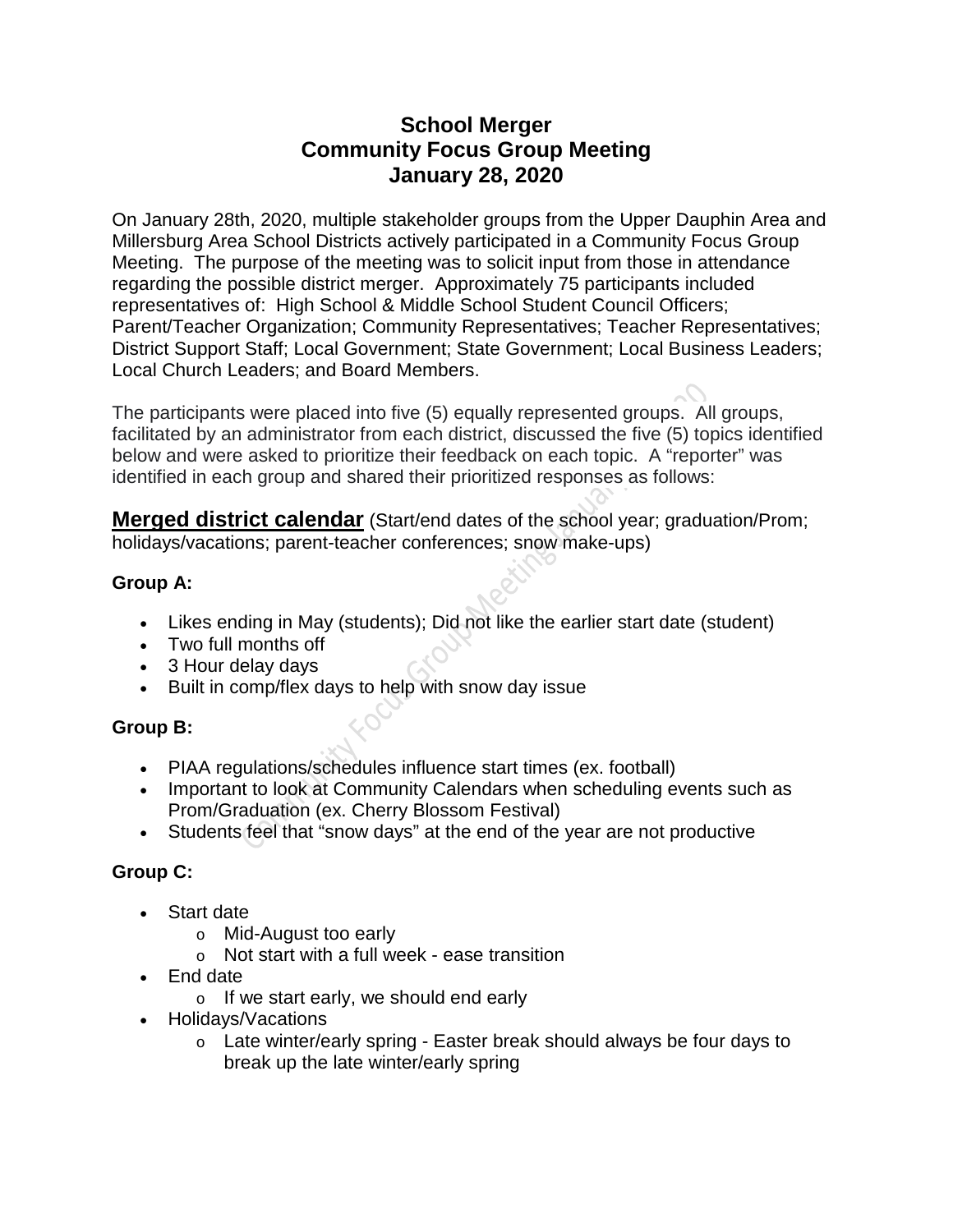# School Merger
# Community Focus Group Meeting
# January 28, 2020

On January 28th, 2020, multiple stakeholder groups from the Upper Dauphin Area and Millersburg Area School Districts actively participated in a Community Focus Group Meeting. The purpose of the meeting was to solicit input from those in attendance regarding the possible district merger. Approximately 75 participants included representatives of: High School & Middle School Student Council Officers; Parent/Teacher Organization; Community Representatives; Teacher Representatives; District Support Staff; Local Government; State Government; Local Business Leaders; Local Church Leaders; and Board Members.

The participants were placed into five (5) equally represented groups. All groups, facilitated by an administrator from each district, discussed the five (5) topics identified below and were asked to prioritize their feedback on each topic. A "reporter" was identified in each group and shared their prioritized responses as follows:

## Merged district calendar (Start/end dates of the school year; graduation/Prom; holidays/vacations; parent-teacher conferences; snow make-ups)

**Group A:**

- Likes ending in May (students); Did not like the earlier start date (student)
- Two full months off
- 3 Hour delay days
- Built in comp/flex days to help with snow day issue

**Group B:**

- PIAA regulations/schedules influence start times (ex. football)
- Important to look at Community Calendars when scheduling events such as Prom/Graduation (ex. Cherry Blossom Festival)
- Students feel that "snow days" at the end of the year are not productive

**Group C:**

- Start date
  - Mid-August too early
  - Not start with a full week - ease transition
- End date
  - If we start early, we should end early
- Holidays/Vacations
  - Late winter/early spring - Easter break should always be four days to break up the late winter/early spring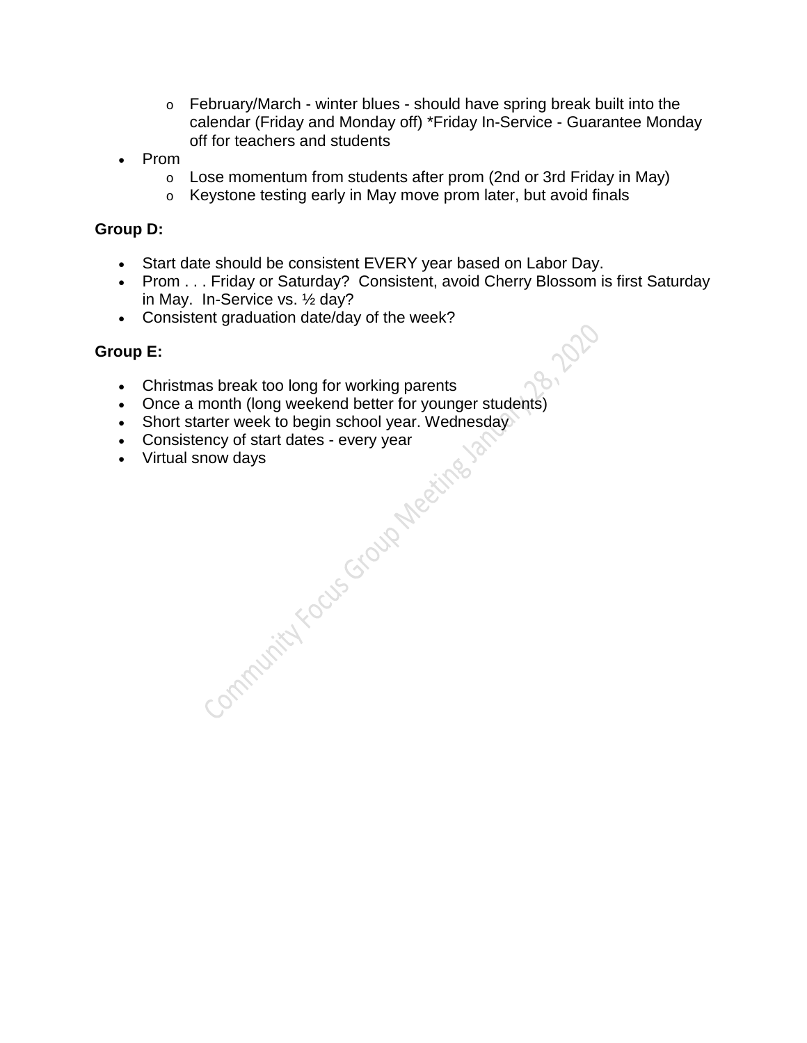- February/March - winter blues - should have spring break built into the calendar (Friday and Monday off) *Friday In-Service - Guarantee Monday off for teachers and students
- Prom
    - Lose momentum from students after prom (2nd or 3rd Friday in May)
    - Keystone testing early in May move prom later, but avoid finals

**Group D:**

- Start date should be consistent EVERY year based on Labor Day.
- Prom . . . Friday or Saturday? Consistent, avoid Cherry Blossom is first Saturday in May. In-Service vs. ½ day?
- Consistent graduation date/day of the week?

**Group E:**

- Christmas break too long for working parents
- Once a month (long weekend better for younger students)
- Short starter week to begin school year. Wednesday
- Consistency of start dates - every year
- Virtual snow days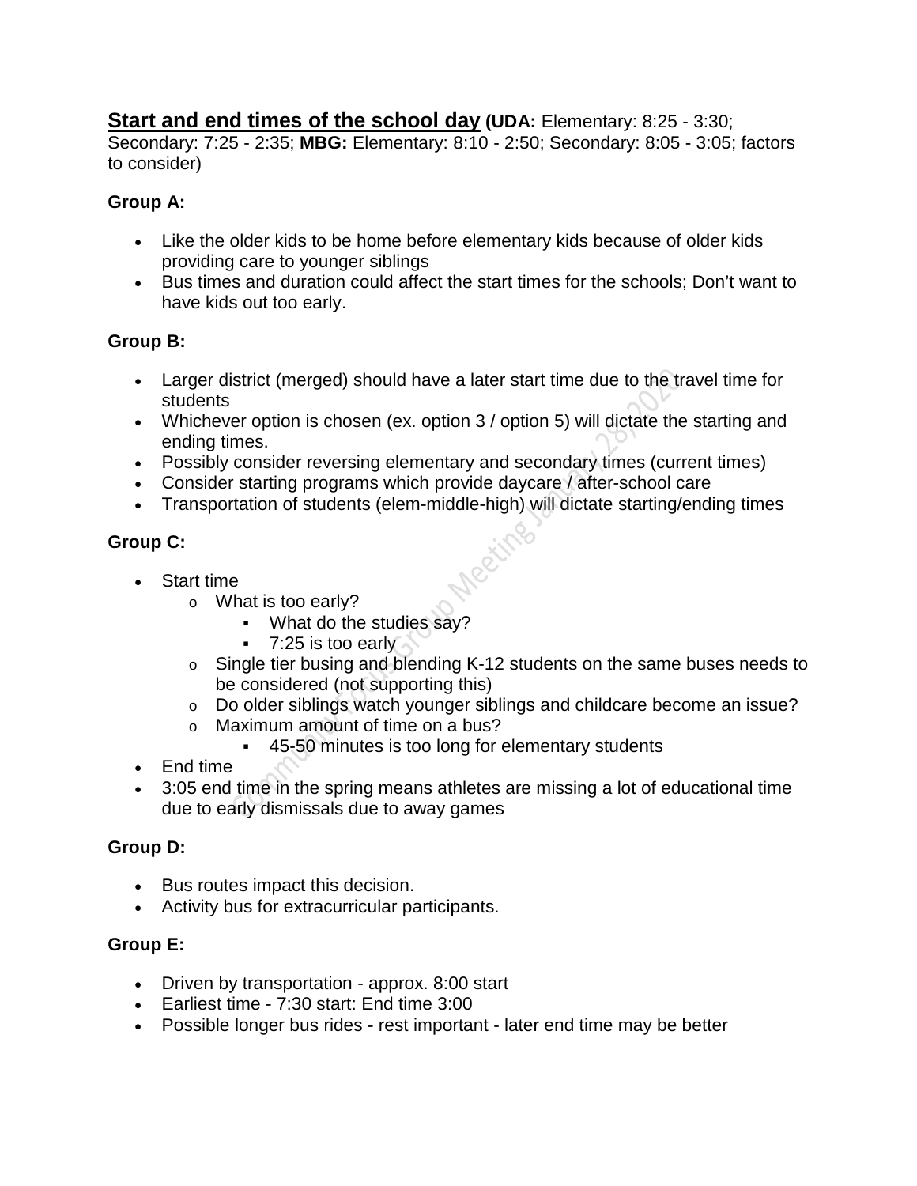**<u>Start and end times of the school day</u> (UDA:** Elementary: 8:25 - 3:30; Secondary: 7:25 - 2:35; **MBG:** Elementary: 8:10 - 2:50; Secondary: 8:05 - 3:05; factors to consider)

**Group A:**

- Like the older kids to be home before elementary kids because of older kids providing care to younger siblings
- Bus times and duration could affect the start times for the schools; Don't want to have kids out too early.

**Group B:**

- Larger district (merged) should have a later start time due to the travel time for students
- Whichever option is chosen (ex. option 3 / option 5) will dictate the starting and ending times.
- Possibly consider reversing elementary and secondary times (current times)
- Consider starting programs which provide daycare / after-school care
- Transportation of students (elem-middle-high) will dictate starting/ending times

**Group C:**

- Start time
  - What is too early?
    - What do the studies say?
    - 7:25 is too early
  - Single tier busing and blending K-12 students on the same buses needs to be considered (not supporting this)
  - Do older siblings watch younger siblings and childcare become an issue?
  - Maximum amount of time on a bus?
    - 45-50 minutes is too long for elementary students
- End time
- 3:05 end time in the spring means athletes are missing a lot of educational time due to early dismissals due to away games

**Group D:**

- Bus routes impact this decision.
- Activity bus for extracurricular participants.

**Group E:**

- Driven by transportation - approx. 8:00 start
- Earliest time - 7:30 start: End time 3:00
- Possible longer bus rides - rest important - later end time may be better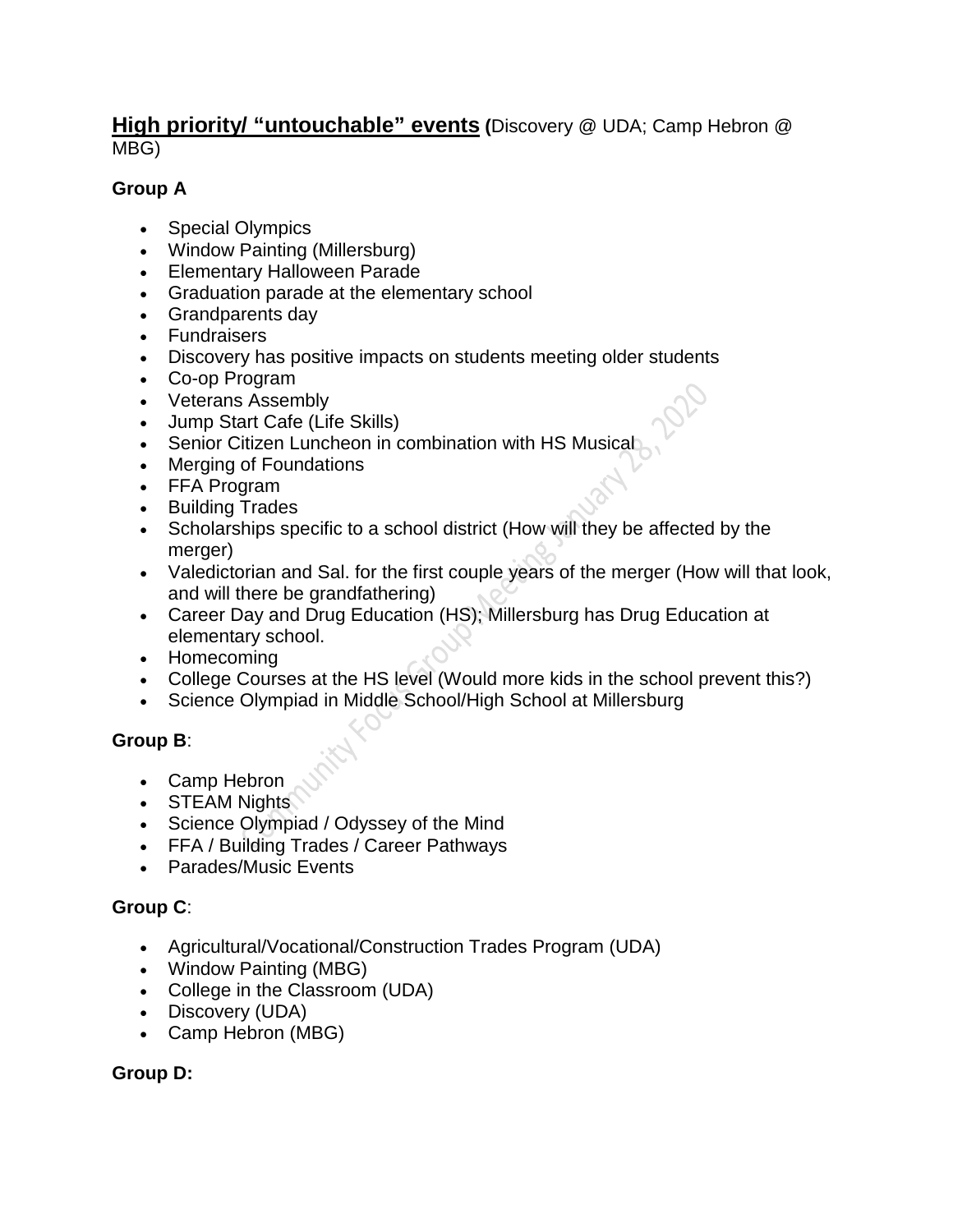## **High priority/ "untouchable" events** (Discovery @ UDA; Camp Hebron @ MBG)

**Group A**

- Special Olympics
- Window Painting (Millersburg)
- Elementary Halloween Parade
- Graduation parade at the elementary school
- Grandparents day
- Fundraisers
- Discovery has positive impacts on students meeting older students
- Co-op Program
- Veterans Assembly
- Jump Start Cafe (Life Skills)
- Senior Citizen Luncheon in combination with HS Musical
- Merging of Foundations
- FFA Program
- Building Trades
- Scholarships specific to a school district (How will they be affected by the merger)
- Valedictorian and Sal. for the first couple years of the merger (How will that look, and will there be grandfathering)
- Career Day and Drug Education (HS); Millersburg has Drug Education at elementary school.
- Homecoming
- College Courses at the HS level (Would more kids in the school prevent this?)
- Science Olympiad in Middle School/High School at Millersburg

**Group B**:

- Camp Hebron
- STEAM Nights
- Science Olympiad / Odyssey of the Mind
- FFA / Building Trades / Career Pathways
- Parades/Music Events

**Group C**:

- Agricultural/Vocational/Construction Trades Program (UDA)
- Window Painting (MBG)
- College in the Classroom (UDA)
- Discovery (UDA)
- Camp Hebron (MBG)

**Group D:**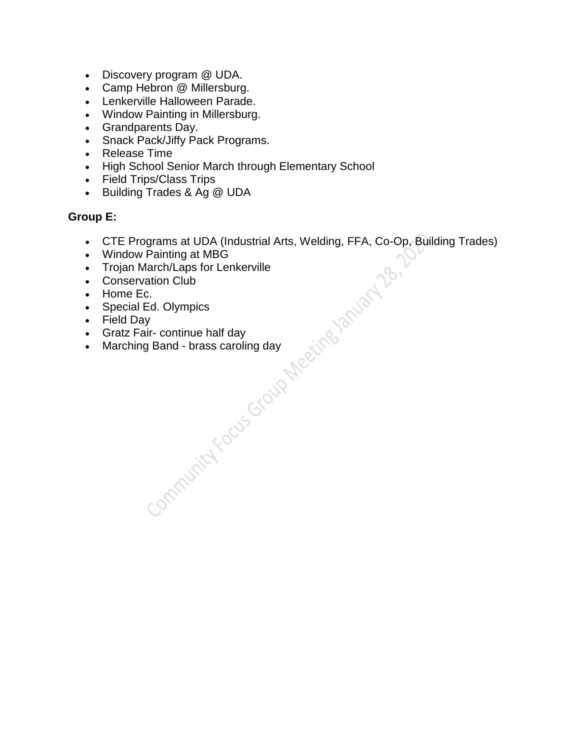- Discovery program @ UDA.
- Camp Hebron @ Millersburg.
- Lenkerville Halloween Parade.
- Window Painting in Millersburg.
- Grandparents Day.
- Snack Pack/Jiffy Pack Programs.
- Release Time
- High School Senior March through Elementary School
- Field Trips/Class Trips
- Building Trades & Ag @ UDA

**Group E:**

- CTE Programs at UDA (Industrial Arts, Welding, FFA, Co-Op, Building Trades)
- Window Painting at MBG
- Trojan March/Laps for Lenkerville
- Conservation Club
- Home Ec.
- Special Ed. Olympics
- Field Day
- Gratz Fair- continue half day
- Marching Band - brass caroling day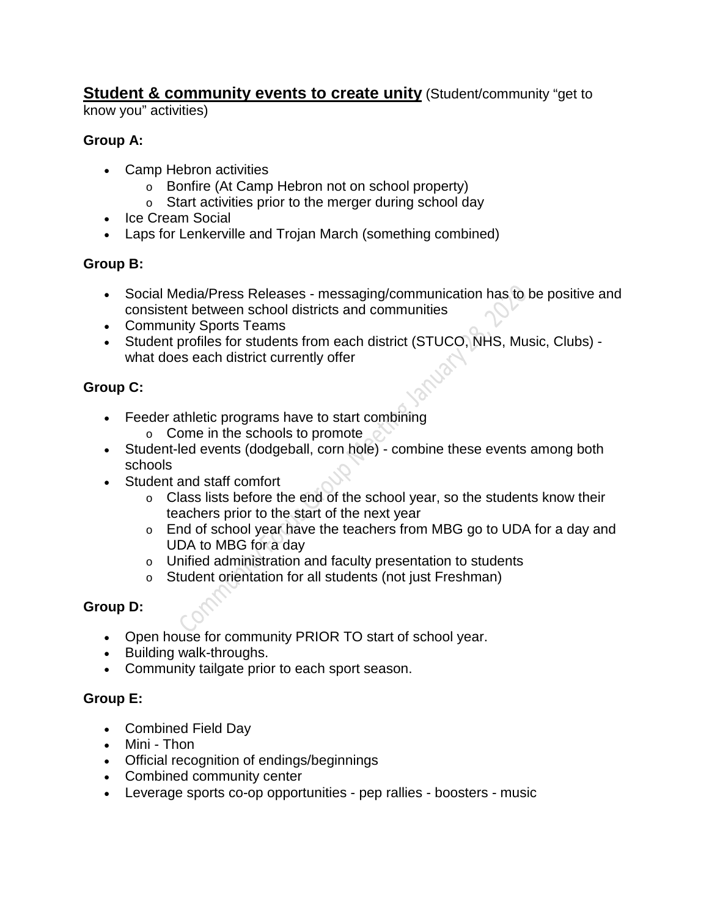**Student & community events to create unity** (Student/community "get to know you" activities)

**Group A:**

- Camp Hebron activities
  - Bonfire (At Camp Hebron not on school property)
  - Start activities prior to the merger during school day
- Ice Cream Social
- Laps for Lenkerville and Trojan March (something combined)

**Group B:**

- Social Media/Press Releases - messaging/communication has to be positive and consistent between school districts and communities
- Community Sports Teams
- Student profiles for students from each district (STUCO, NHS, Music, Clubs) - what does each district currently offer

**Group C:**

- Feeder athletic programs have to start combining
  - Come in the schools to promote
- Student-led events (dodgeball, corn hole) - combine these events among both schools
- Student and staff comfort
  - Class lists before the end of the school year, so the students know their teachers prior to the start of the next year
  - End of school year have the teachers from MBG go to UDA for a day and UDA to MBG for a day
  - Unified administration and faculty presentation to students
  - Student orientation for all students (not just Freshman)

**Group D:**

- Open house for community PRIOR TO start of school year.
- Building walk-throughs.
- Community tailgate prior to each sport season.

**Group E:**

- Combined Field Day
- Mini - Thon
- Official recognition of endings/beginnings
- Combined community center
- Leverage sports co-op opportunities - pep rallies - boosters - music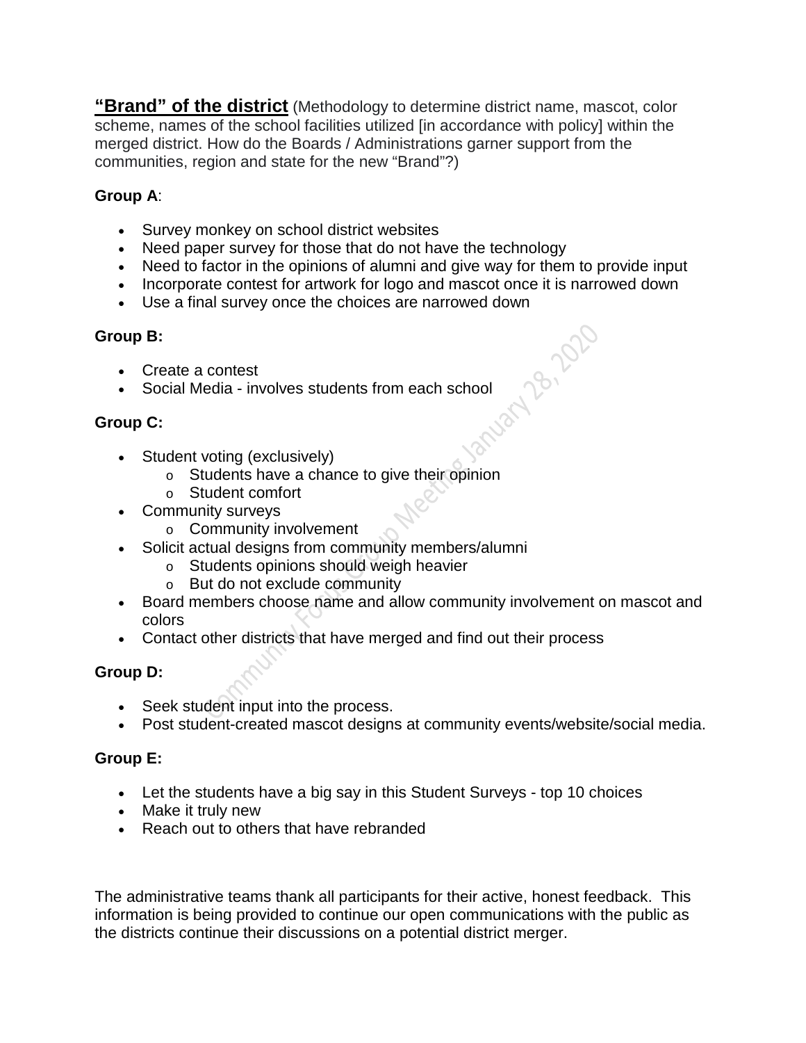**"Brand" of the district** (Methodology to determine district name, mascot, color scheme, names of the school facilities utilized [in accordance with policy] within the merged district. How do the Boards / Administrations garner support from the communities, region and state for the new "Brand"?)

**Group A**:

- Survey monkey on school district websites
- Need paper survey for those that do not have the technology
- Need to factor in the opinions of alumni and give way for them to provide input
- Incorporate contest for artwork for logo and mascot once it is narrowed down
- Use a final survey once the choices are narrowed down

**Group B:**

- Create a contest
- Social Media - involves students from each school

**Group C:**

- Student voting (exclusively)
  - Students have a chance to give their opinion
  - Student comfort
- Community surveys
  - Community involvement
- Solicit actual designs from community members/alumni
  - Students opinions should weigh heavier
  - But do not exclude community
- Board members choose name and allow community involvement on mascot and colors
- Contact other districts that have merged and find out their process

**Group D:**

- Seek student input into the process.
- Post student-created mascot designs at community events/website/social media.

**Group E:**

- Let the students have a big say in this Student Surveys - top 10 choices
- Make it truly new
- Reach out to others that have rebranded

The administrative teams thank all participants for their active, honest feedback. This information is being provided to continue our open communications with the public as the districts continue their discussions on a potential district merger.